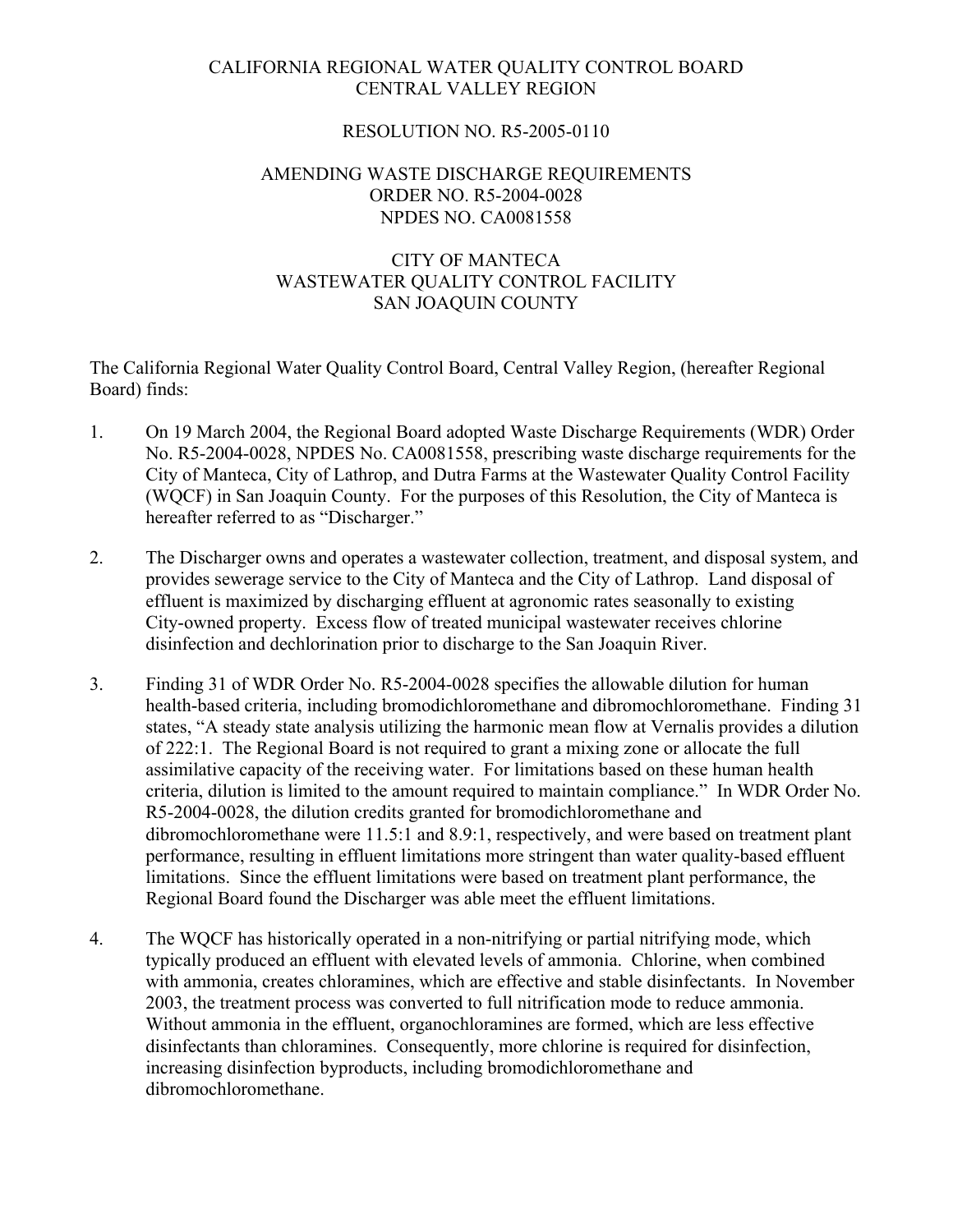# CALIFORNIA REGIONAL WATER QUALITY CONTROL BOARD
# CENTRAL VALLEY REGION

## RESOLUTION NO. R5-2005-0110

## AMENDING WASTE DISCHARGE REQUIREMENTS
## ORDER NO. R5-2004-0028
## NPDES NO. CA0081558

## CITY OF MANTECA
## WASTEWATER QUALITY CONTROL FACILITY
## SAN JOAQUIN COUNTY

The California Regional Water Quality Control Board, Central Valley Region, (hereafter Regional Board) finds:

1. On 19 March 2004, the Regional Board adopted Waste Discharge Requirements (WDR) Order No. R5-2004-0028, NPDES No. CA0081558, prescribing waste discharge requirements for the City of Manteca, City of Lathrop, and Dutra Farms at the Wastewater Quality Control Facility (WQCF) in San Joaquin County. For the purposes of this Resolution, the City of Manteca is hereafter referred to as "Discharger."

2. The Discharger owns and operates a wastewater collection, treatment, and disposal system, and provides sewerage service to the City of Manteca and the City of Lathrop. Land disposal of effluent is maximized by discharging effluent at agronomic rates seasonally to existing City-owned property. Excess flow of treated municipal wastewater receives chlorine disinfection and dechlorination prior to discharge to the San Joaquin River.

3. Finding 31 of WDR Order No. R5-2004-0028 specifies the allowable dilution for human health-based criteria, including bromodichloromethane and dibromochloromethane. Finding 31 states, "A steady state analysis utilizing the harmonic mean flow at Vernalis provides a dilution of 222:1. The Regional Board is not required to grant a mixing zone or allocate the full assimilative capacity of the receiving water. For limitations based on these human health criteria, dilution is limited to the amount required to maintain compliance." In WDR Order No. R5-2004-0028, the dilution credits granted for bromodichloromethane and dibromochloromethane were 11.5:1 and 8.9:1, respectively, and were based on treatment plant performance, resulting in effluent limitations more stringent than water quality-based effluent limitations. Since the effluent limitations were based on treatment plant performance, the Regional Board found the Discharger was able meet the effluent limitations.

4. The WQCF has historically operated in a non-nitrifying or partial nitrifying mode, which typically produced an effluent with elevated levels of ammonia. Chlorine, when combined with ammonia, creates chloramines, which are effective and stable disinfectants. In November 2003, the treatment process was converted to full nitrification mode to reduce ammonia. Without ammonia in the effluent, organochloramines are formed, which are less effective disinfectants than chloramines. Consequently, more chlorine is required for disinfection, increasing disinfection byproducts, including bromodichloromethane and dibromochloromethane.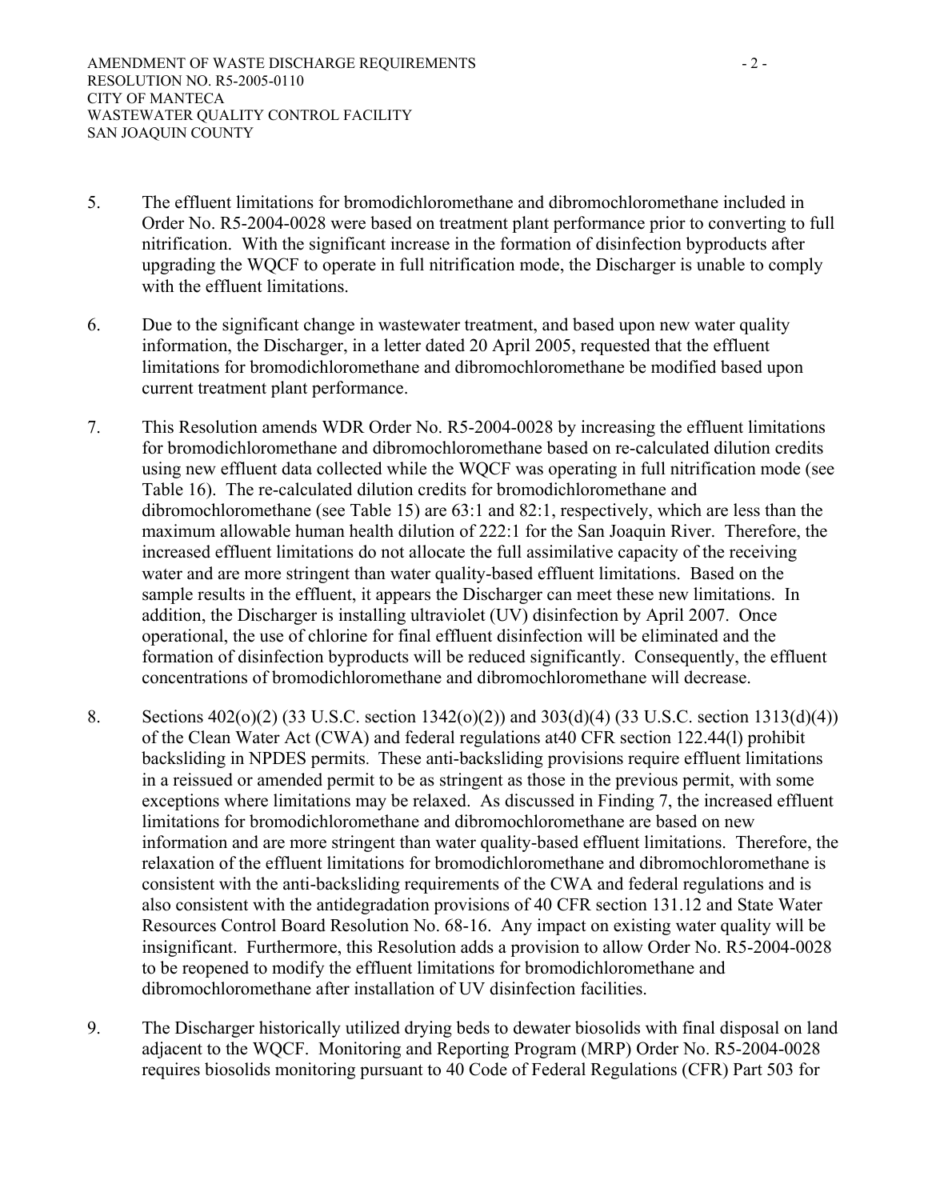5. The effluent limitations for bromodichloromethane and dibromochloromethane included in Order No. R5-2004-0028 were based on treatment plant performance prior to converting to full nitrification. With the significant increase in the formation of disinfection byproducts after upgrading the WQCF to operate in full nitrification mode, the Discharger is unable to comply with the effluent limitations.

6. Due to the significant change in wastewater treatment, and based upon new water quality information, the Discharger, in a letter dated 20 April 2005, requested that the effluent limitations for bromodichloromethane and dibromochloromethane be modified based upon current treatment plant performance.

7. This Resolution amends WDR Order No. R5-2004-0028 by increasing the effluent limitations for bromodichloromethane and dibromochloromethane based on re-calculated dilution credits using new effluent data collected while the WQCF was operating in full nitrification mode (see Table 16). The re-calculated dilution credits for bromodichloromethane and dibromochloromethane (see Table 15) are 63:1 and 82:1, respectively, which are less than the maximum allowable human health dilution of 222:1 for the San Joaquin River. Therefore, the increased effluent limitations do not allocate the full assimilative capacity of the receiving water and are more stringent than water quality-based effluent limitations. Based on the sample results in the effluent, it appears the Discharger can meet these new limitations. In addition, the Discharger is installing ultraviolet (UV) disinfection by April 2007. Once operational, the use of chlorine for final effluent disinfection will be eliminated and the formation of disinfection byproducts will be reduced significantly. Consequently, the effluent concentrations of bromodichloromethane and dibromochloromethane will decrease.

8. Sections 402(o)(2) (33 U.S.C. section 1342(o)(2)) and 303(d)(4) (33 U.S.C. section 1313(d)(4)) of the Clean Water Act (CWA) and federal regulations at40 CFR section 122.44(l) prohibit backsliding in NPDES permits. These anti-backsliding provisions require effluent limitations in a reissued or amended permit to be as stringent as those in the previous permit, with some exceptions where limitations may be relaxed. As discussed in Finding 7, the increased effluent limitations for bromodichloromethane and dibromochloromethane are based on new information and are more stringent than water quality-based effluent limitations. Therefore, the relaxation of the effluent limitations for bromodichloromethane and dibromochloromethane is consistent with the anti-backsliding requirements of the CWA and federal regulations and is also consistent with the antidegradation provisions of 40 CFR section 131.12 and State Water Resources Control Board Resolution No. 68-16. Any impact on existing water quality will be insignificant. Furthermore, this Resolution adds a provision to allow Order No. R5-2004-0028 to be reopened to modify the effluent limitations for bromodichloromethane and dibromochloromethane after installation of UV disinfection facilities.

9. The Discharger historically utilized drying beds to dewater biosolids with final disposal on land adjacent to the WQCF. Monitoring and Reporting Program (MRP) Order No. R5-2004-0028 requires biosolids monitoring pursuant to 40 Code of Federal Regulations (CFR) Part 503 for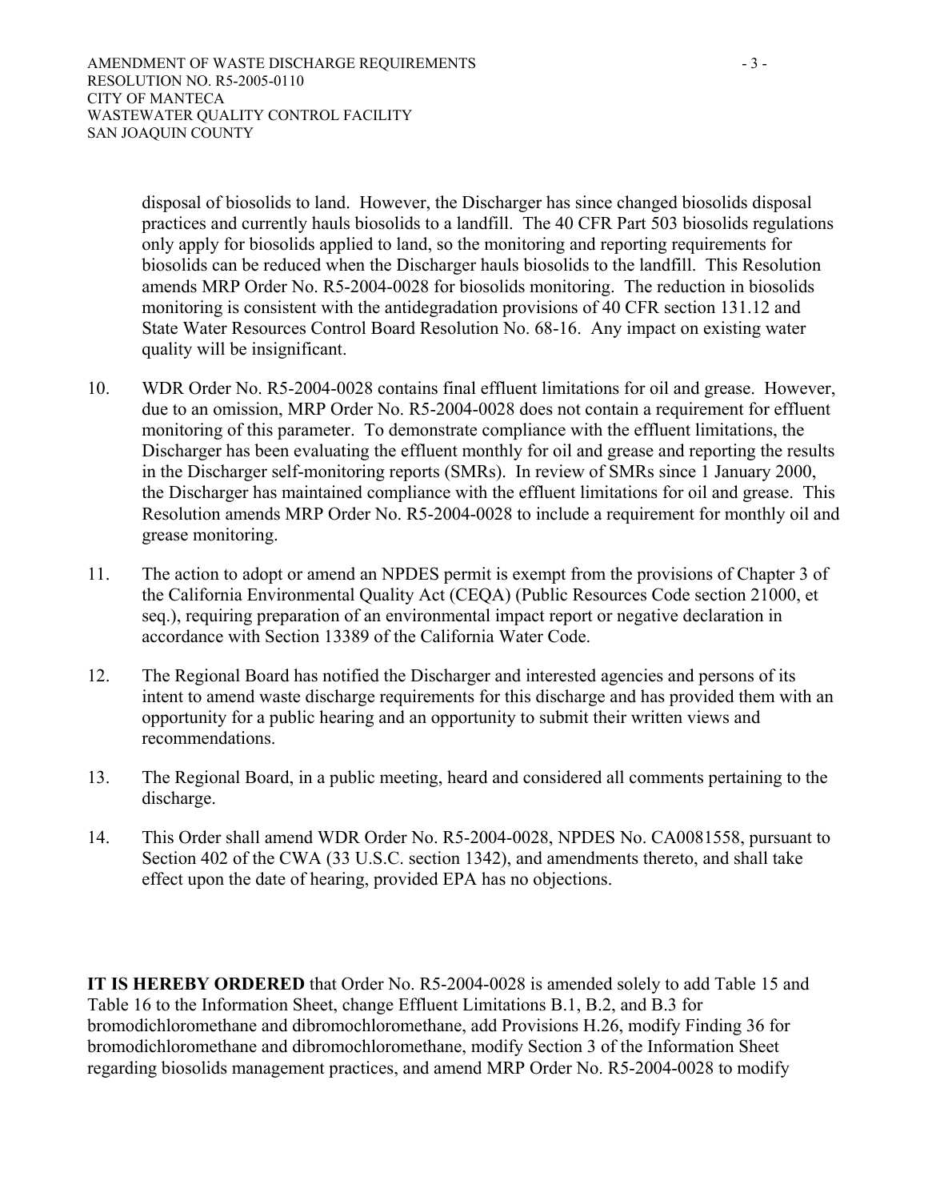disposal of biosolids to land. However, the Discharger has since changed biosolids disposal practices and currently hauls biosolids to a landfill. The 40 CFR Part 503 biosolids regulations only apply for biosolids applied to land, so the monitoring and reporting requirements for biosolids can be reduced when the Discharger hauls biosolids to the landfill. This Resolution amends MRP Order No. R5-2004-0028 for biosolids monitoring. The reduction in biosolids monitoring is consistent with the antidegradation provisions of 40 CFR section 131.12 and State Water Resources Control Board Resolution No. 68-16. Any impact on existing water quality will be insignificant.

10. WDR Order No. R5-2004-0028 contains final effluent limitations for oil and grease. However, due to an omission, MRP Order No. R5-2004-0028 does not contain a requirement for effluent monitoring of this parameter. To demonstrate compliance with the effluent limitations, the Discharger has been evaluating the effluent monthly for oil and grease and reporting the results in the Discharger self-monitoring reports (SMRs). In review of SMRs since 1 January 2000, the Discharger has maintained compliance with the effluent limitations for oil and grease. This Resolution amends MRP Order No. R5-2004-0028 to include a requirement for monthly oil and grease monitoring.

11. The action to adopt or amend an NPDES permit is exempt from the provisions of Chapter 3 of the California Environmental Quality Act (CEQA) (Public Resources Code section 21000, et seq.), requiring preparation of an environmental impact report or negative declaration in accordance with Section 13389 of the California Water Code.

12. The Regional Board has notified the Discharger and interested agencies and persons of its intent to amend waste discharge requirements for this discharge and has provided them with an opportunity for a public hearing and an opportunity to submit their written views and recommendations.

13. The Regional Board, in a public meeting, heard and considered all comments pertaining to the discharge.

14. This Order shall amend WDR Order No. R5-2004-0028, NPDES No. CA0081558, pursuant to Section 402 of the CWA (33 U.S.C. section 1342), and amendments thereto, and shall take effect upon the date of hearing, provided EPA has no objections.

**IT IS HEREBY ORDERED** that Order No. R5-2004-0028 is amended solely to add Table 15 and Table 16 to the Information Sheet, change Effluent Limitations B.1, B.2, and B.3 for bromodichloromethane and dibromochloromethane, add Provisions H.26, modify Finding 36 for bromodichloromethane and dibromochloromethane, modify Section 3 of the Information Sheet regarding biosolids management practices, and amend MRP Order No. R5-2004-0028 to modify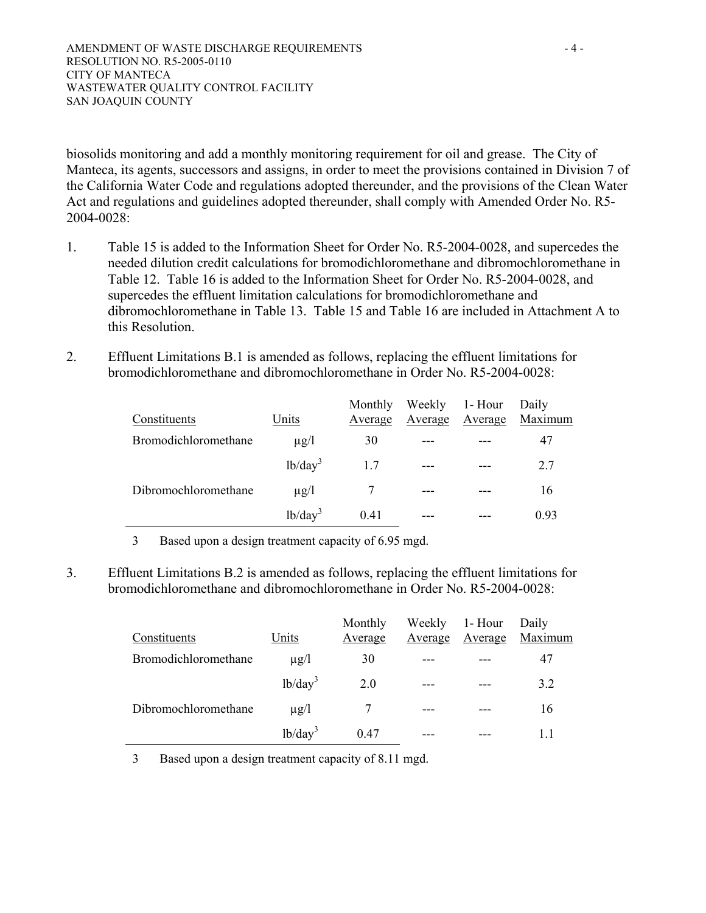biosolids monitoring and add a monthly monitoring requirement for oil and grease. The City of Manteca, its agents, successors and assigns, in order to meet the provisions contained in Division 7 of the California Water Code and regulations adopted thereunder, and the provisions of the Clean Water Act and regulations and guidelines adopted thereunder, shall comply with Amended Order No. R5-2004-0028:

1. Table 15 is added to the Information Sheet for Order No. R5-2004-0028, and supercedes the needed dilution credit calculations for bromodichloromethane and dibromochloromethane in Table 12. Table 16 is added to the Information Sheet for Order No. R5-2004-0028, and supercedes the effluent limitation calculations for bromodichloromethane and dibromochloromethane in Table 13. Table 15 and Table 16 are included in Attachment A to this Resolution.

2. Effluent Limitations B.1 is amended as follows, replacing the effluent limitations for bromodichloromethane and dibromochloromethane in Order No. R5-2004-0028:

| Constituents | Units | Monthly Average | Weekly Average | 1- Hour Average | Daily Maximum |
|---|---|---|---|---|---|
| Bromodichloromethane | µg/l | 30 | --- | --- | 47 |
| | lb/day[3] | 1.7 | --- | --- | 2.7 |
| Dibromochloromethane | µg/l | 7 | --- | --- | 16 |
| | lb/day[3] | 0.41 | --- | --- | 0.93 |

3 Based upon a design treatment capacity of 6.95 mgd.

3. Effluent Limitations B.2 is amended as follows, replacing the effluent limitations for bromodichloromethane and dibromochloromethane in Order No. R5-2004-0028:

| Constituents | Units | Monthly Average | Weekly Average | 1- Hour Average | Daily Maximum |
|---|---|---|---|---|---|
| Bromodichloromethane | µg/l | 30 | --- | --- | 47 |
| | lb/day[3] | 2.0 | --- | --- | 3.2 |
| Dibromochloromethane | µg/l | 7 | --- | --- | 16 |
| | lb/day[3] | 0.47 | --- | --- | 1.1 |

3 Based upon a design treatment capacity of 8.11 mgd.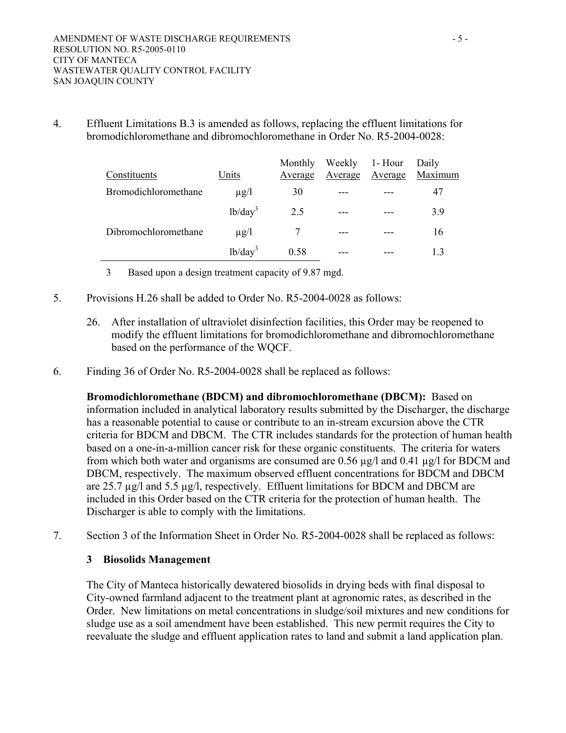4. Effluent Limitations B.3 is amended as follows, replacing the effluent limitations for bromodichloromethane and dibromochloromethane in Order No. R5-2004-0028:

| Constituents | Units | Monthly Average | Weekly Average | 1- Hour Average | Daily Maximum |
|---|---|---|---|---|---|
| Bromodichloromethane | µg/l | 30 | --- | --- | 47 |
| | lb/day[3] | 2.5 | --- | --- | 3.9 |
| Dibromochloromethane | µg/l | 7 | --- | --- | 16 |
| | lb/day[3] | 0.58 | --- | --- | 1.3 |

3 Based upon a design treatment capacity of 9.87 mgd.

5. Provisions H.26 shall be added to Order No. R5-2004-0028 as follows:

   26. After installation of ultraviolet disinfection facilities, this Order may be reopened to modify the effluent limitations for bromodichloromethane and dibromochloromethane based on the performance of the WQCF.

6. Finding 36 of Order No. R5-2004-0028 shall be replaced as follows:

   **Bromodichloromethane (BDCM) and dibromochloromethane (DBCM):** Based on information included in analytical laboratory results submitted by the Discharger, the discharge has a reasonable potential to cause or contribute to an in-stream excursion above the CTR criteria for BDCM and DBCM. The CTR includes standards for the protection of human health based on a one-in-a-million cancer risk for these organic constituents. The criteria for waters from which both water and organisms are consumed are 0.56 µg/l and 0.41 µg/l for BDCM and DBCM, respectively. The maximum observed effluent concentrations for BDCM and DBCM are 25.7 µg/l and 5.5 µg/l, respectively. Effluent limitations for BDCM and DBCM are included in this Order based on the CTR criteria for the protection of human health. The Discharger is able to comply with the limitations.

7. Section 3 of the Information Sheet in Order No. R5-2004-0028 shall be replaced as follows:

   **3 Biosolids Management**

   The City of Manteca historically dewatered biosolids in drying beds with final disposal to City-owned farmland adjacent to the treatment plant at agronomic rates, as described in the Order. New limitations on metal concentrations in sludge/soil mixtures and new conditions for sludge use as a soil amendment have been established. This new permit requires the City to reevaluate the sludge and effluent application rates to land and submit a land application plan.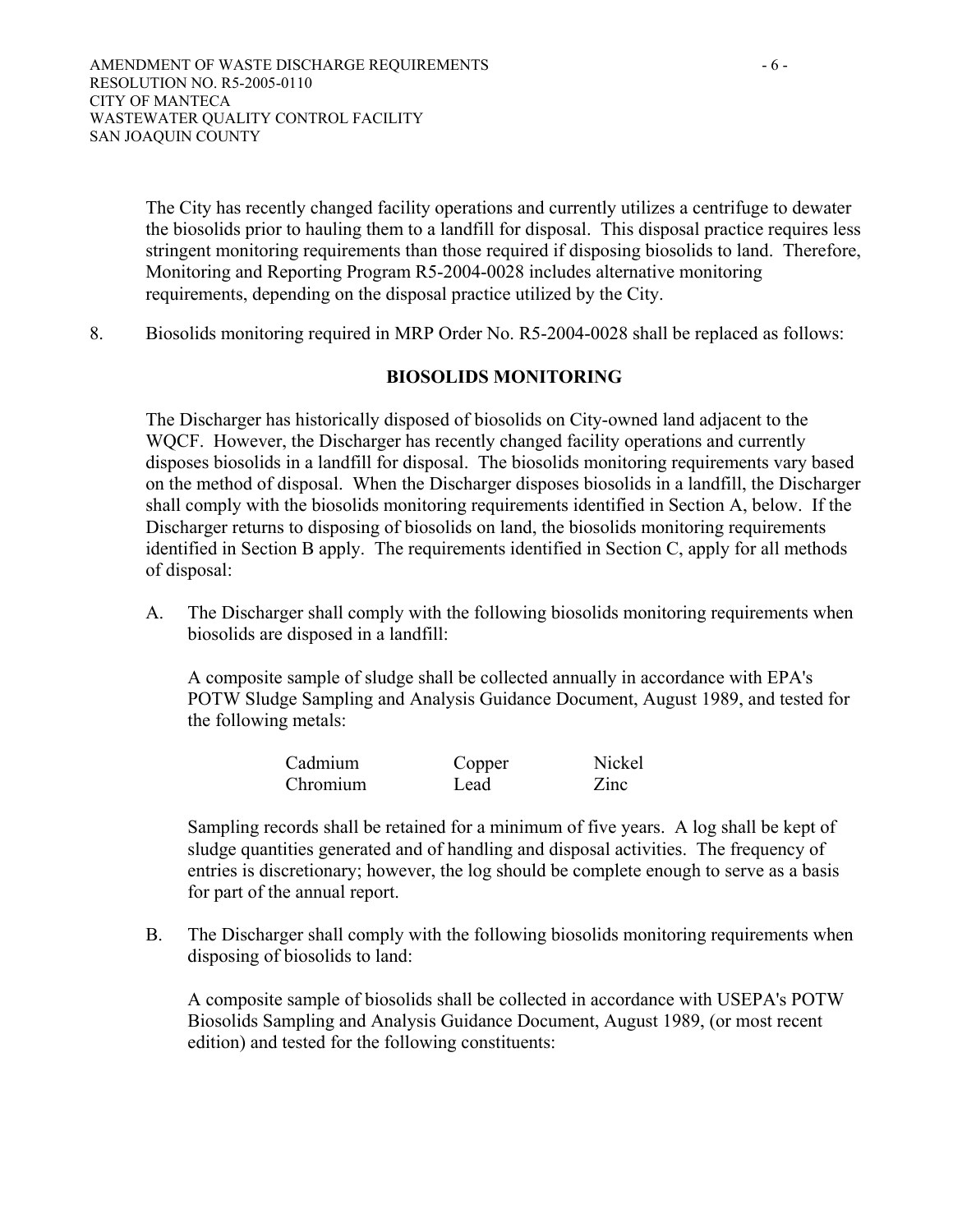The City has recently changed facility operations and currently utilizes a centrifuge to dewater the biosolids prior to hauling them to a landfill for disposal. This disposal practice requires less stringent monitoring requirements than those required if disposing biosolids to land. Therefore, Monitoring and Reporting Program R5-2004-0028 includes alternative monitoring requirements, depending on the disposal practice utilized by the City.

8. Biosolids monitoring required in MRP Order No. R5-2004-0028 shall be replaced as follows:

**BIOSOLIDS MONITORING**

The Discharger has historically disposed of biosolids on City-owned land adjacent to the WQCF. However, the Discharger has recently changed facility operations and currently disposes biosolids in a landfill for disposal. The biosolids monitoring requirements vary based on the method of disposal. When the Discharger disposes biosolids in a landfill, the Discharger shall comply with the biosolids monitoring requirements identified in Section A, below. If the Discharger returns to disposing of biosolids on land, the biosolids monitoring requirements identified in Section B apply. The requirements identified in Section C, apply for all methods of disposal:

A. The Discharger shall comply with the following biosolids monitoring requirements when biosolids are disposed in a landfill:

   A composite sample of sludge shall be collected annually in accordance with EPA's POTW Sludge Sampling and Analysis Guidance Document, August 1989, and tested for the following metals:

   | | | |
   |---|---|---|
   | Cadmium | Copper | Nickel |
   | Chromium | Lead | Zinc |

   Sampling records shall be retained for a minimum of five years. A log shall be kept of sludge quantities generated and of handling and disposal activities. The frequency of entries is discretionary; however, the log should be complete enough to serve as a basis for part of the annual report.

B. The Discharger shall comply with the following biosolids monitoring requirements when disposing of biosolids to land:

   A composite sample of biosolids shall be collected in accordance with USEPA's POTW Biosolids Sampling and Analysis Guidance Document, August 1989, (or most recent edition) and tested for the following constituents: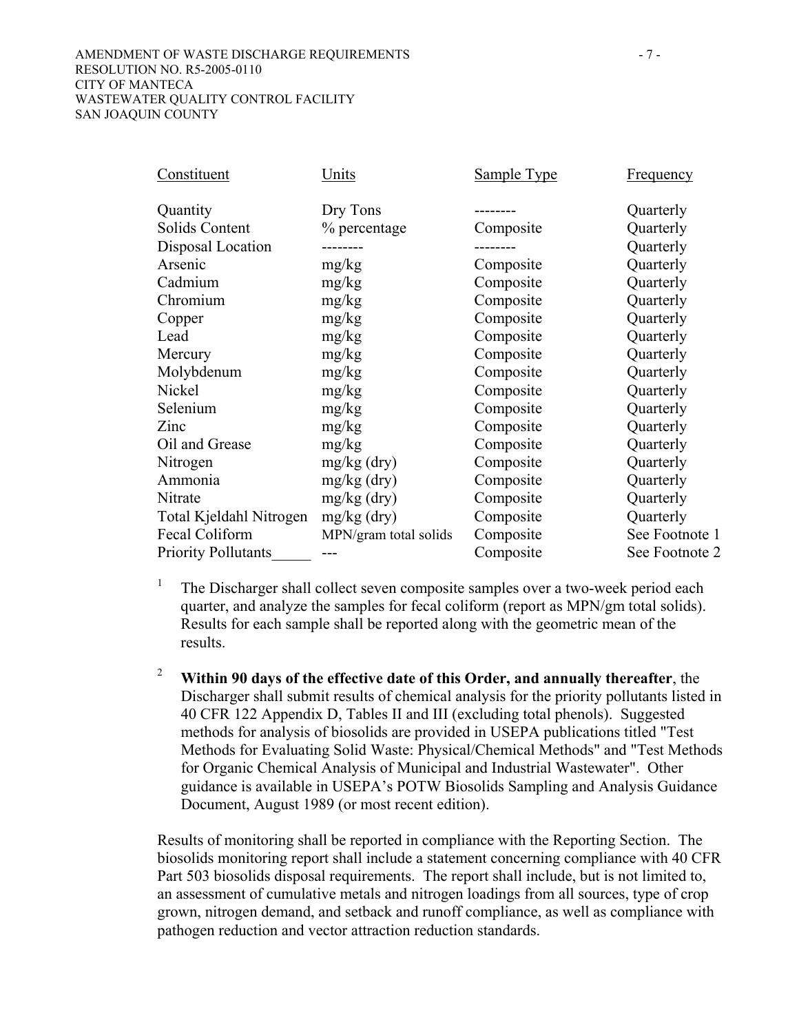| Constituent | Units | Sample Type | Frequency |
|---|---|---|---|
| Quantity | Dry Tons | -------- | Quarterly |
| Solids Content | % percentage | Composite | Quarterly |
| Disposal Location | -------- | -------- | Quarterly |
| Arsenic | mg/kg | Composite | Quarterly |
| Cadmium | mg/kg | Composite | Quarterly |
| Chromium | mg/kg | Composite | Quarterly |
| Copper | mg/kg | Composite | Quarterly |
| Lead | mg/kg | Composite | Quarterly |
| Mercury | mg/kg | Composite | Quarterly |
| Molybdenum | mg/kg | Composite | Quarterly |
| Nickel | mg/kg | Composite | Quarterly |
| Selenium | mg/kg | Composite | Quarterly |
| Zinc | mg/kg | Composite | Quarterly |
| Oil and Grease | mg/kg | Composite | Quarterly |
| Nitrogen | mg/kg (dry) | Composite | Quarterly |
| Ammonia | mg/kg (dry) | Composite | Quarterly |
| Nitrate | mg/kg (dry) | Composite | Quarterly |
| Total Kjeldahl Nitrogen | mg/kg (dry) | Composite | Quarterly |
| Fecal Coliform | MPN/gram total solids | Composite | See Footnote 1 |
| Priority Pollutants | --- | Composite | See Footnote 2 |

[1] The Discharger shall collect seven composite samples over a two-week period each quarter, and analyze the samples for fecal coliform (report as MPN/gm total solids). Results for each sample shall be reported along with the geometric mean of the results.

[2] **Within 90 days of the effective date of this Order, and annually thereafter**, the Discharger shall submit results of chemical analysis for the priority pollutants listed in 40 CFR 122 Appendix D, Tables II and III (excluding total phenols). Suggested methods for analysis of biosolids are provided in USEPA publications titled "Test Methods for Evaluating Solid Waste: Physical/Chemical Methods" and "Test Methods for Organic Chemical Analysis of Municipal and Industrial Wastewater". Other guidance is available in USEPA's POTW Biosolids Sampling and Analysis Guidance Document, August 1989 (or most recent edition).

Results of monitoring shall be reported in compliance with the Reporting Section. The biosolids monitoring report shall include a statement concerning compliance with 40 CFR Part 503 biosolids disposal requirements. The report shall include, but is not limited to, an assessment of cumulative metals and nitrogen loadings from all sources, type of crop grown, nitrogen demand, and setback and runoff compliance, as well as compliance with pathogen reduction and vector attraction reduction standards.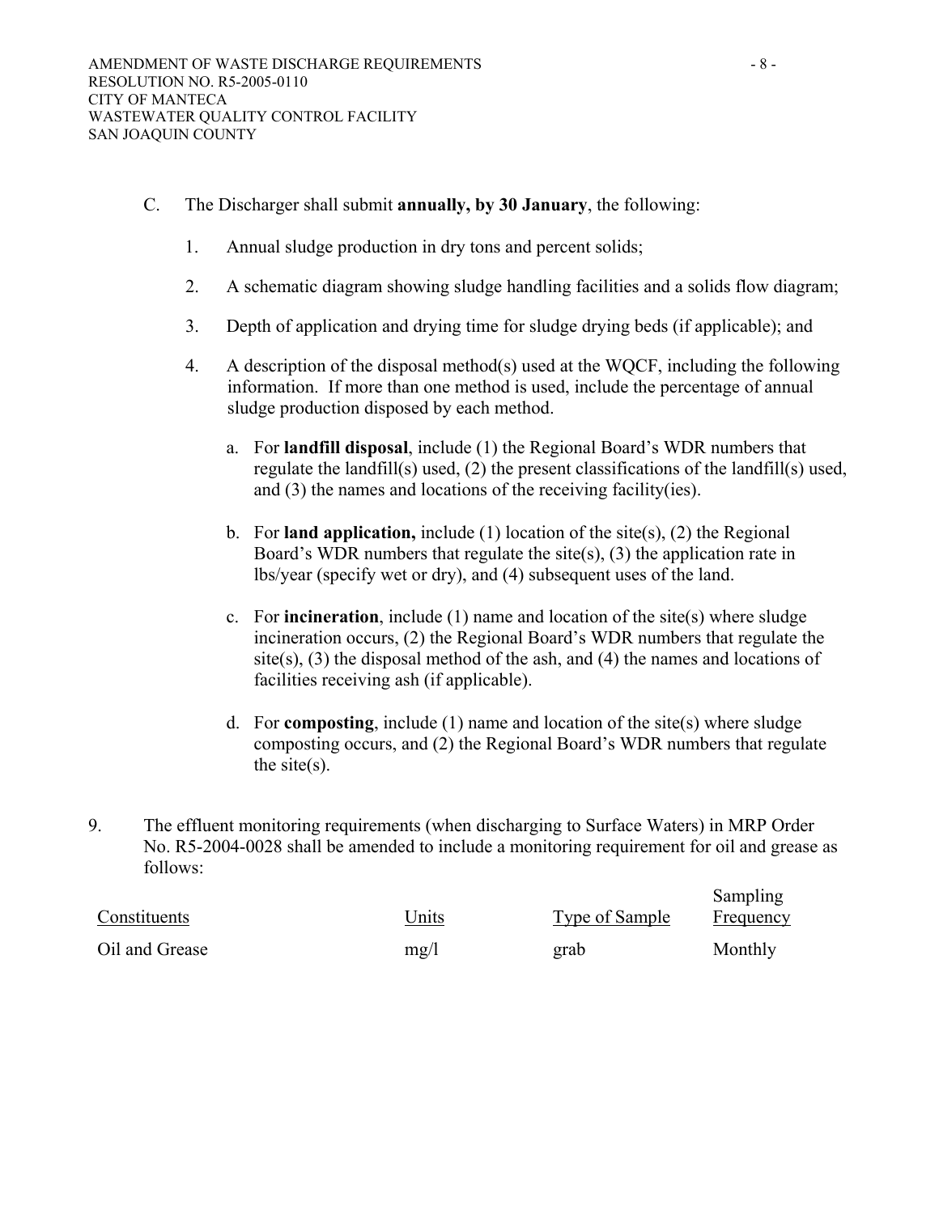C. The Discharger shall submit **annually, by 30 January**, the following:

1. Annual sludge production in dry tons and percent solids;

2. A schematic diagram showing sludge handling facilities and a solids flow diagram;

3. Depth of application and drying time for sludge drying beds (if applicable); and

4. A description of the disposal method(s) used at the WQCF, including the following information. If more than one method is used, include the percentage of annual sludge production disposed by each method.

   a. For **landfill disposal**, include (1) the Regional Board's WDR numbers that regulate the landfill(s) used, (2) the present classifications of the landfill(s) used, and (3) the names and locations of the receiving facility(ies).

   b. For **land application,** include (1) location of the site(s), (2) the Regional Board's WDR numbers that regulate the site(s), (3) the application rate in lbs/year (specify wet or dry), and (4) subsequent uses of the land.

   c. For **incineration**, include (1) name and location of the site(s) where sludge incineration occurs, (2) the Regional Board's WDR numbers that regulate the site(s), (3) the disposal method of the ash, and (4) the names and locations of facilities receiving ash (if applicable).

   d. For **composting**, include (1) name and location of the site(s) where sludge composting occurs, and (2) the Regional Board's WDR numbers that regulate the site(s).

9. The effluent monitoring requirements (when discharging to Surface Waters) in MRP Order No. R5-2004-0028 shall be amended to include a monitoring requirement for oil and grease as follows:

| Constituents | Units | Type of Sample | Sampling Frequency |
|---|---|---|---|
| Oil and Grease | mg/l | grab | Monthly |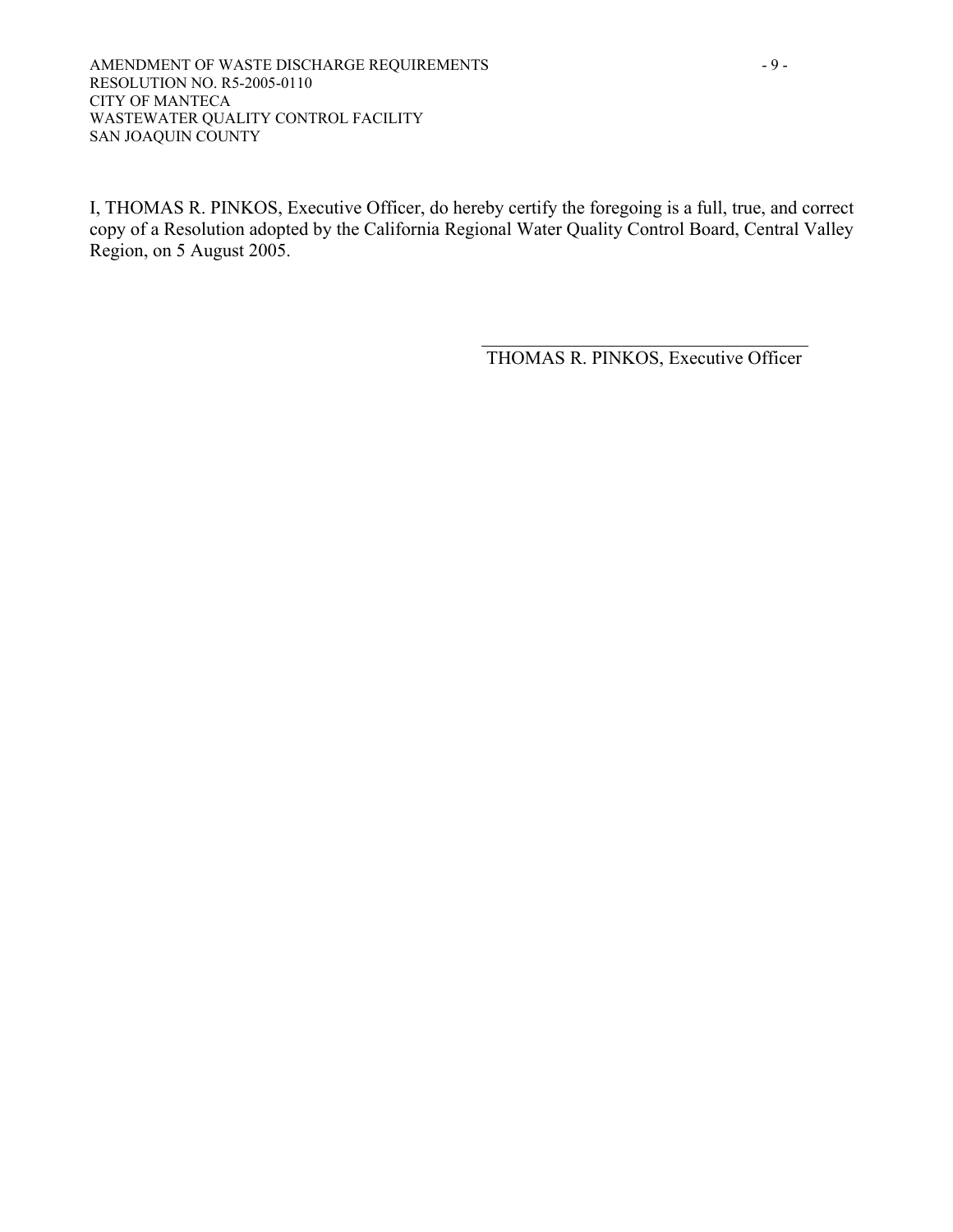I, THOMAS R. PINKOS, Executive Officer, do hereby certify the foregoing is a full, true, and correct copy of a Resolution adopted by the California Regional Water Quality Control Board, Central Valley Region, on 5 August 2005.

\_\_\_\_\_\_\_\_\_\_\_\_\_\_\_\_\_\_\_\_\_\_\_\_\_\_\_\_\_\_\_\_\_\_\_\_\_\_

THOMAS R. PINKOS, Executive Officer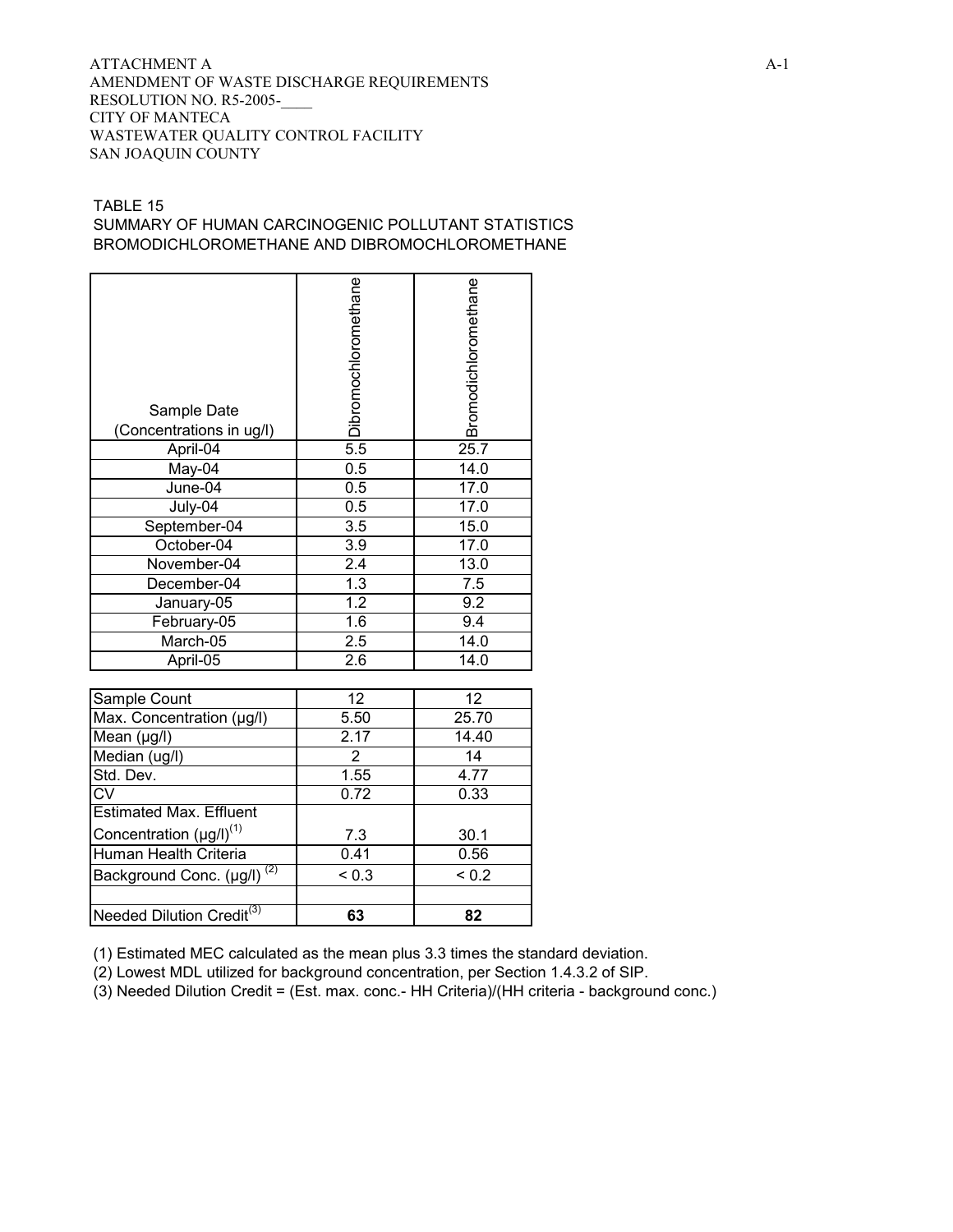ATTACHMENT A
AMENDMENT OF WASTE DISCHARGE REQUIREMENTS
RESOLUTION NO. R5-2005-____
CITY OF MANTECA
WASTEWATER QUALITY CONTROL FACILITY
SAN JOAQUIN COUNTY

TABLE 15
SUMMARY OF HUMAN CARCINOGENIC POLLUTANT STATISTICS
BROMODICHLOROMETHANE AND DIBROMOCHLOROMETHANE

| Sample Date (Concentrations in ug/l) | Dibromochloromethane | Bromodichloromethane |
|---|---|---|
| April-04 | 5.5 | 25.7 |
| May-04 | 0.5 | 14.0 |
| June-04 | 0.5 | 17.0 |
| July-04 | 0.5 | 17.0 |
| September-04 | 3.5 | 15.0 |
| October-04 | 3.9 | 17.0 |
| November-04 | 2.4 | 13.0 |
| December-04 | 1.3 | 7.5 |
| January-05 | 1.2 | 9.2 |
| February-05 | 1.6 | 9.4 |
| March-05 | 2.5 | 14.0 |
| April-05 | 2.6 | 14.0 |

| | Dibromochloromethane | Bromodichloromethane |
|---|---|---|
| Sample Count | 12 | 12 |
| Max. Concentration (µg/l) | 5.50 | 25.70 |
| Mean (µg/l) | 2.17 | 14.40 |
| Median (ug/l) | 2 | 14 |
| Std. Dev. | 1.55 | 4.77 |
| CV | 0.72 | 0.33 |
| Estimated Max. Effluent Concentration (µg/l)(1) | 7.3 | 30.1 |
| Human Health Criteria | 0.41 | 0.56 |
| Background Conc. (µg/l) (2) | < 0.3 | < 0.2 |
| | | |
| Needed Dilution Credit(3) | **63** | **82** |

(1) Estimated MEC calculated as the mean plus 3.3 times the standard deviation.
(2) Lowest MDL utilized for background concentration, per Section 1.4.3.2 of SIP.
(3) Needed Dilution Credit = (Est. max. conc.- HH Criteria)/(HH criteria - background conc.)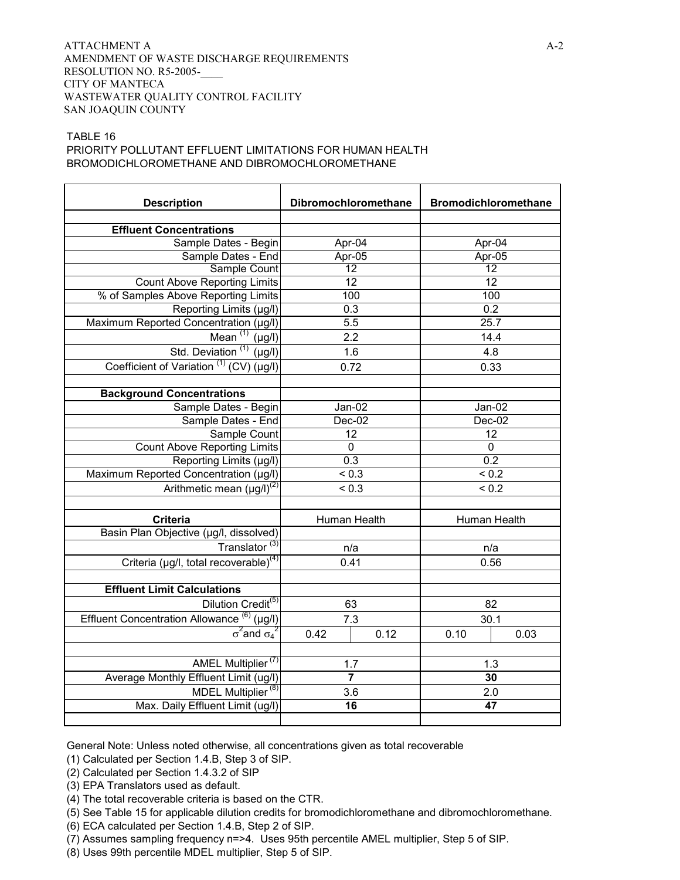ATTACHMENT A
AMENDMENT OF WASTE DISCHARGE REQUIREMENTS
RESOLUTION NO. R5-2005-____
CITY OF MANTECA
WASTEWATER QUALITY CONTROL FACILITY
SAN JOAQUIN COUNTY

TABLE 16
PRIORITY POLLUTANT EFFLUENT LIMITATIONS FOR HUMAN HEALTH
BROMODICHLOROMETHANE AND DIBROMOCHLOROMETHANE

| Description | Dibromochloromethane | | Bromodichloromethane | |
|---|---|---|---|---|
| **Effluent Concentrations** | | | | |
| Sample Dates - Begin | Apr-04 | | Apr-04 | |
| Sample Dates - End | Apr-05 | | Apr-05 | |
| Sample Count | 12 | | 12 | |
| Count Above Reporting Limits | 12 | | 12 | |
| % of Samples Above Reporting Limits | 100 | | 100 | |
| Reporting Limits (µg/l) | 0.3 | | 0.2 | |
| Maximum Reported Concentration (µg/l) | 5.5 | | 25.7 | |
| Mean [(1)] (µg/l) | 2.2 | | 14.4 | |
| Std. Deviation [(1)] (µg/l) | 1.6 | | 4.8 | |
| Coefficient of Variation [(1)] (CV) (µg/l) | 0.72 | | 0.33 | |
| **Background Concentrations** | | | | |
| Sample Dates - Begin | Jan-02 | | Jan-02 | |
| Sample Dates - End | Dec-02 | | Dec-02 | |
| Sample Count | 12 | | 12 | |
| Count Above Reporting Limits | 0 | | 0 | |
| Reporting Limits (µg/l) | 0.3 | | 0.2 | |
| Maximum Reported Concentration (µg/l) | < 0.3 | | < 0.2 | |
| Arithmetic mean (µg/l)[(2)] | < 0.3 | | < 0.2 | |
| **Criteria** | Human Health | | Human Health | |
| Basin Plan Objective (µg/l, dissolved) | | | | |
| Translator [(3)] | n/a | | n/a | |
| Criteria (µg/l, total recoverable)[(4)] | 0.41 | | 0.56 | |
| **Effluent Limit Calculations** | | | | |
| Dilution Credit[(5)] | 63 | | 82 | |
| Effluent Concentration Allowance [(6)] (µg/l) | 7.3 | | 30.1 | |
| $\sigma^2$ and $\sigma_4^2$ | 0.42 | 0.12 | 0.10 | 0.03 |
| AMEL Multiplier [(7)] | 1.7 | | 1.3 | |
| Average Monthly Effluent Limit (ug/l) | **7** | | **30** | |
| MDEL Multiplier [(8)] | 3.6 | | 2.0 | |
| Max. Daily Effluent Limit (ug/l) | **16** | | **47** | |

General Note: Unless noted otherwise, all concentrations given as total recoverable

(1) Calculated per Section 1.4.B, Step 3 of SIP.
(2) Calculated per Section 1.4.3.2 of SIP
(3) EPA Translators used as default.
(4) The total recoverable criteria is based on the CTR.
(5) See Table 15 for applicable dilution credits for bromodichloromethane and dibromochloromethane.
(6) ECA calculated per Section 1.4.B, Step 2 of SIP.
(7) Assumes sampling frequency n=>4. Uses 95th percentile AMEL multiplier, Step 5 of SIP.
(8) Uses 99th percentile MDEL multiplier, Step 5 of SIP.